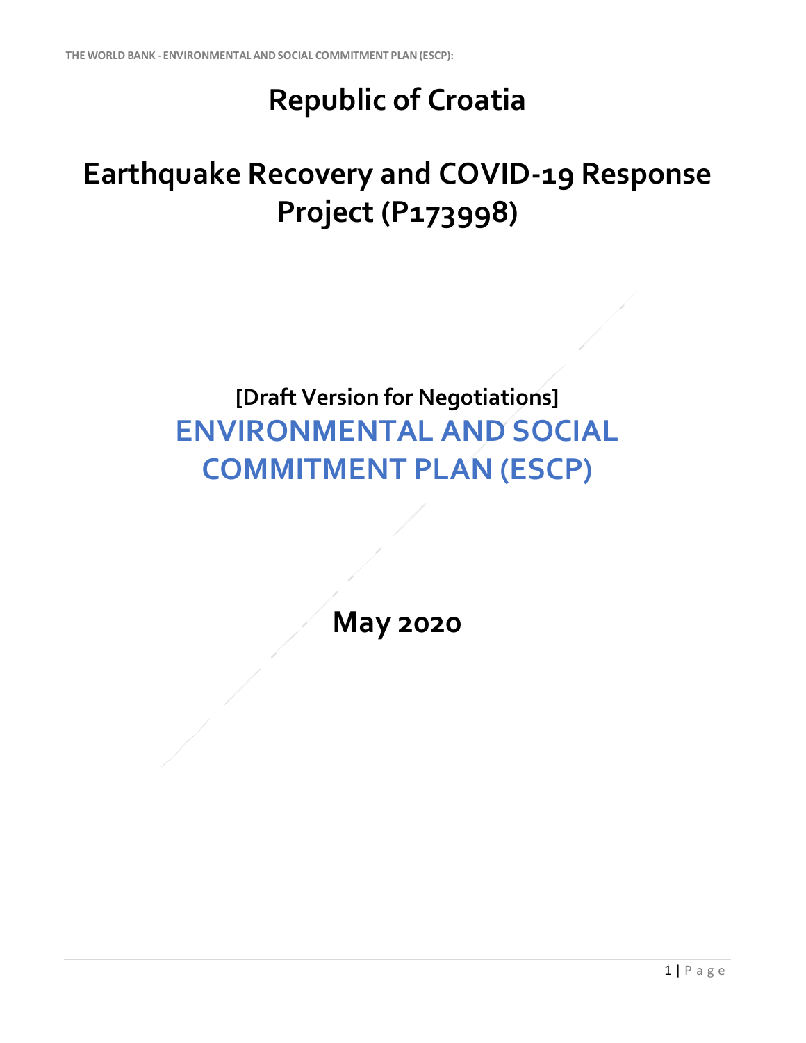# Republic of Croatia

# Earthquake Recovery and COVID-19 Response Project (P173998)

**[Draft Version for Negotiations]**

## ENVIRONMENTAL AND SOCIAL COMMITMENT PLAN (ESCP)

**May 2020**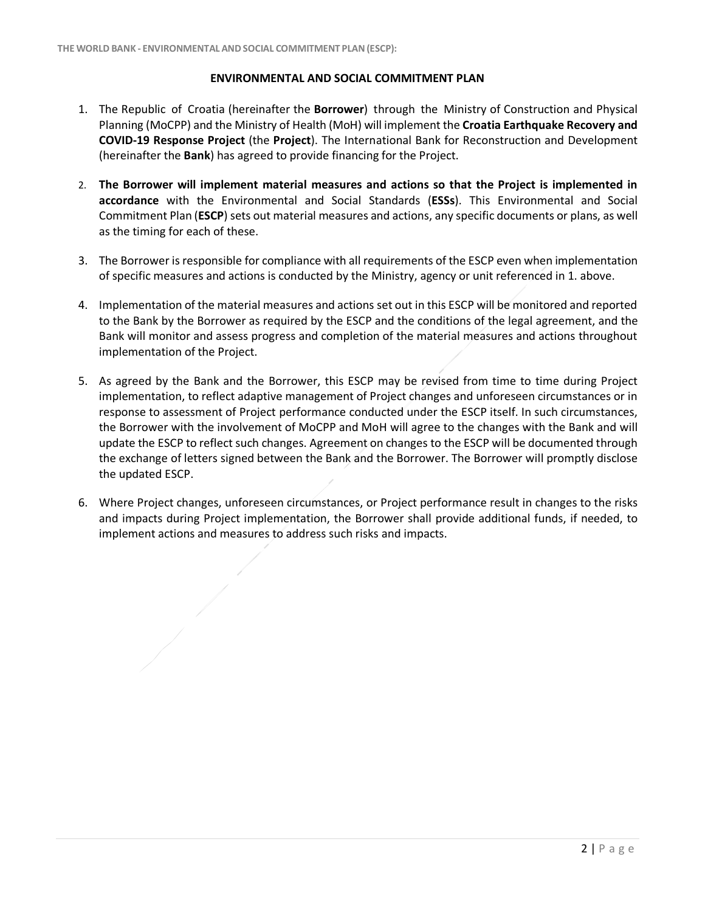## ENVIRONMENTAL AND SOCIAL COMMITMENT PLAN

1. The Republic of Croatia (hereinafter the **Borrower**) through the Ministry of Construction and Physical Planning (MoCPP) and the Ministry of Health (MoH) will implement the **Croatia Earthquake Recovery and COVID-19 Response Project** (the **Project**). The International Bank for Reconstruction and Development (hereinafter the **Bank**) has agreed to provide financing for the Project.

2. **The Borrower will implement material measures and actions so that the Project is implemented in accordance** with the Environmental and Social Standards (**ESSs**). This Environmental and Social Commitment Plan (**ESCP**) sets out material measures and actions, any specific documents or plans, as well as the timing for each of these.

3. The Borrower is responsible for compliance with all requirements of the ESCP even when implementation of specific measures and actions is conducted by the Ministry, agency or unit referenced in 1. above.

4. Implementation of the material measures and actions set out in this ESCP will be monitored and reported to the Bank by the Borrower as required by the ESCP and the conditions of the legal agreement, and the Bank will monitor and assess progress and completion of the material measures and actions throughout implementation of the Project.

5. As agreed by the Bank and the Borrower, this ESCP may be revised from time to time during Project implementation, to reflect adaptive management of Project changes and unforeseen circumstances or in response to assessment of Project performance conducted under the ESCP itself. In such circumstances, the Borrower with the involvement of MoCPP and MoH will agree to the changes with the Bank and will update the ESCP to reflect such changes. Agreement on changes to the ESCP will be documented through the exchange of letters signed between the Bank and the Borrower. The Borrower will promptly disclose the updated ESCP.

6. Where Project changes, unforeseen circumstances, or Project performance result in changes to the risks and impacts during Project implementation, the Borrower shall provide additional funds, if needed, to implement actions and measures to address such risks and impacts.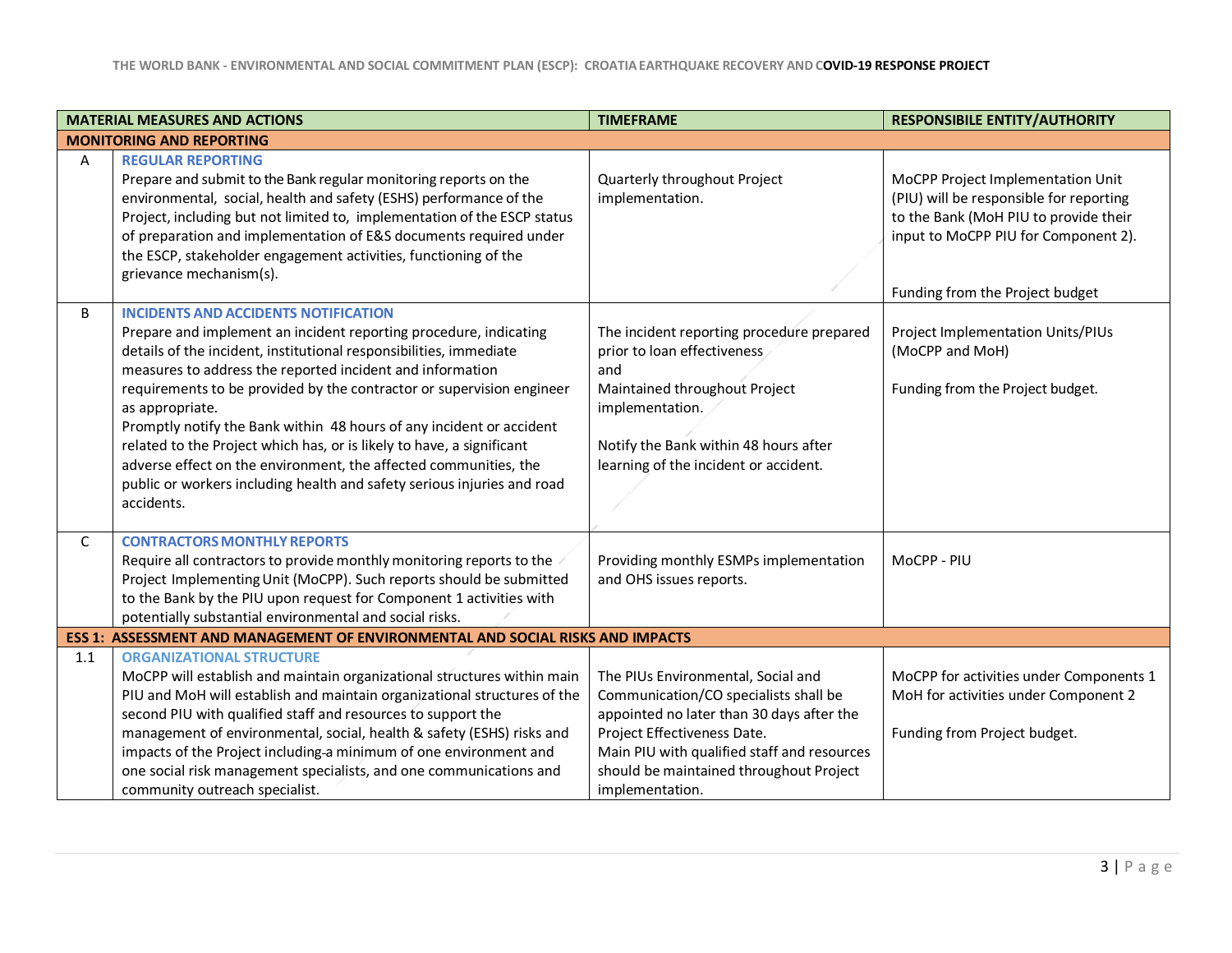| | MATERIAL MEASURES AND ACTIONS | TIMEFRAME | RESPONSIBILE ENTITY/AUTHORITY |
|---|---|---|---|
| **MONITORING AND REPORTING** | | | |
| A | **REGULAR REPORTING**<br>Prepare and submit to the Bank regular monitoring reports on the environmental, social, health and safety (ESHS) performance of the Project, including but not limited to, implementation of the ESCP status of preparation and implementation of E&S documents required under the ESCP, stakeholder engagement activities, functioning of the grievance mechanism(s). | Quarterly throughout Project implementation. | MoCPP Project Implementation Unit (PIU) will be responsible for reporting to the Bank (MoH PIU to provide their input to MoCPP PIU for Component 2).<br><br>Funding from the Project budget |
| B | **INCIDENTS AND ACCIDENTS NOTIFICATION**<br>Prepare and implement an incident reporting procedure, indicating details of the incident, institutional responsibilities, immediate measures to address the reported incident and information requirements to be provided by the contractor or supervision engineer as appropriate.<br>Promptly notify the Bank within 48 hours of any incident or accident related to the Project which has, or is likely to have, a significant adverse effect on the environment, the affected communities, the public or workers including health and safety serious injuries and road accidents. | The incident reporting procedure prepared prior to loan effectiveness<br>and<br>Maintained throughout Project implementation.<br><br>Notify the Bank within 48 hours after learning of the incident or accident. | Project Implementation Units/PIUs (MoCPP and MoH)<br><br>Funding from the Project budget. |
| C | **CONTRACTORS MONTHLY REPORTS**<br>Require all contractors to provide monthly monitoring reports to the Project Implementing Unit (MoCPP). Such reports should be submitted to the Bank by the PIU upon request for Component 1 activities with potentially substantial environmental and social risks. | Providing monthly ESMPs implementation and OHS issues reports. | MoCPP - PIU |
| **ESS 1: ASSESSMENT AND MANAGEMENT OF ENVIRONMENTAL AND SOCIAL RISKS AND IMPACTS** | | | |
| 1.1 | **ORGANIZATIONAL STRUCTURE**<br>MoCPP will establish and maintain organizational structures within main PIU and MoH will establish and maintain organizational structures of the second PIU with qualified staff and resources to support the management of environmental, social, health & safety (ESHS) risks and impacts of the Project including a minimum of one environment and one social risk management specialists, and one communications and community outreach specialist. | The PIUs Environmental, Social and Communication/CO specialists shall be appointed no later than 30 days after the Project Effectiveness Date.<br>Main PIU with qualified staff and resources should be maintained throughout Project implementation. | MoCPP for activities under Components 1<br>MoH for activities under Component 2<br><br>Funding from Project budget. |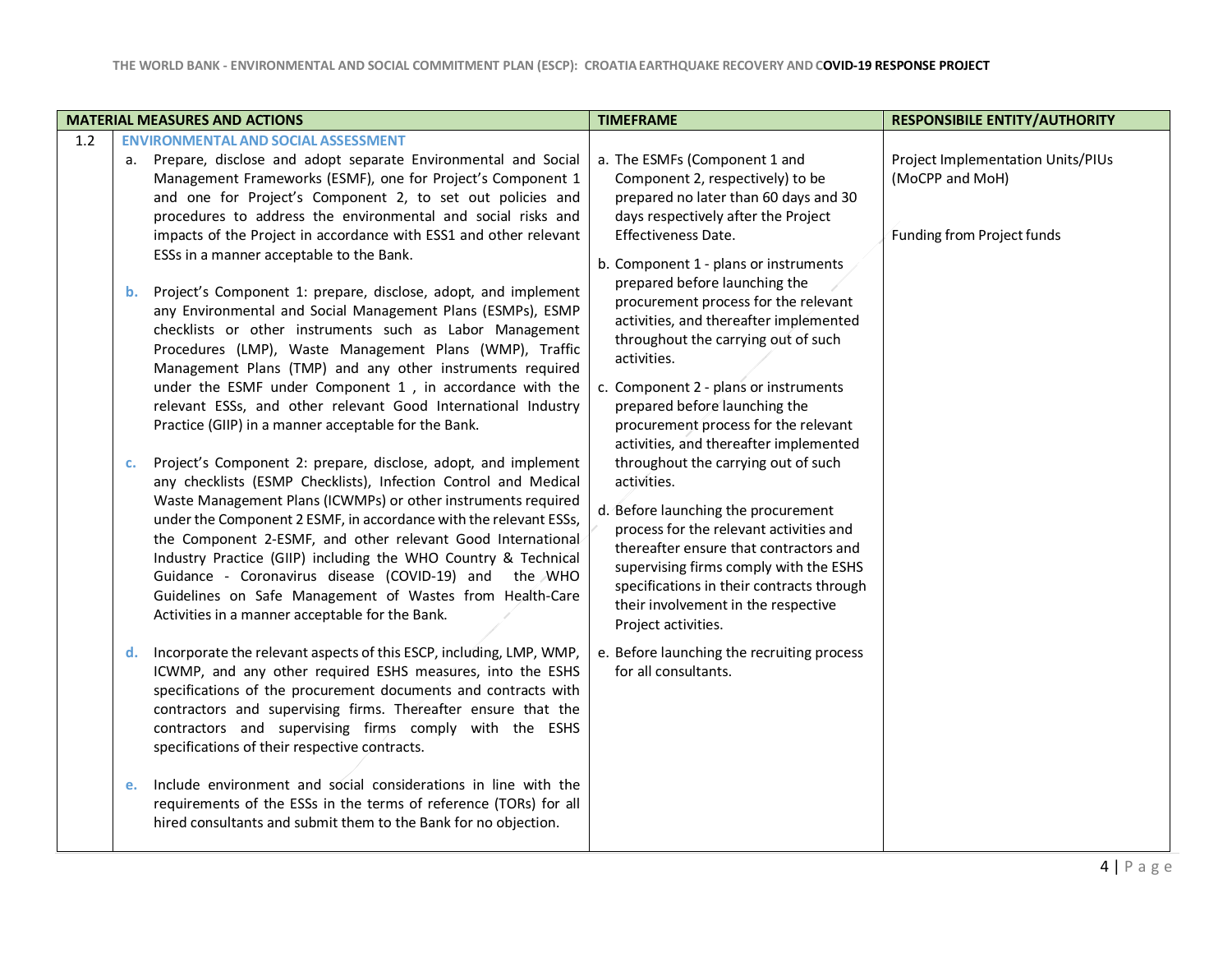| MATERIAL MEASURES AND ACTIONS | | TIMEFRAME | RESPONSIBILE ENTITY/AUTHORITY |
|---|---|---|---|
| 1.2 | **ENVIRONMENTAL AND SOCIAL ASSESSMENT**<br><br>a. Prepare, disclose and adopt separate Environmental and Social Management Frameworks (ESMF), one for Project's Component 1 and one for Project's Component 2, to set out policies and procedures to address the environmental and social risks and impacts of the Project in accordance with ESS1 and other relevant ESSs in a manner acceptable to the Bank.<br><br>b. Project's Component 1: prepare, disclose, adopt, and implement any Environmental and Social Management Plans (ESMPs), ESMP checklists or other instruments such as Labor Management Procedures (LMP), Waste Management Plans (WMP), Traffic Management Plans (TMP) and any other instruments required under the ESMF under Component 1 , in accordance with the relevant ESSs, and other relevant Good International Industry Practice (GIIP) in a manner acceptable for the Bank.<br><br>c. Project's Component 2: prepare, disclose, adopt, and implement any checklists (ESMP Checklists), Infection Control and Medical Waste Management Plans (ICWMPs) or other instruments required under the Component 2 ESMF, in accordance with the relevant ESSs, the Component 2-ESMF, and other relevant Good International Industry Practice (GIIP) including the WHO Country & Technical Guidance - Coronavirus disease (COVID-19) and the WHO Guidelines on Safe Management of Wastes from Health-Care Activities in a manner acceptable for the Bank.<br><br>d. Incorporate the relevant aspects of this ESCP, including, LMP, WMP, ICWMP, and any other required ESHS measures, into the ESHS specifications of the procurement documents and contracts with contractors and supervising firms. Thereafter ensure that the contractors and supervising firms comply with the ESHS specifications of their respective contracts.<br><br>e. Include environment and social considerations in line with the requirements of the ESSs in the terms of reference (TORs) for all hired consultants and submit them to the Bank for no objection. | a. The ESMFs (Component 1 and Component 2, respectively) to be prepared no later than 60 days and 30 days respectively after the Project Effectiveness Date.<br><br>b. Component 1 - plans or instruments prepared before launching the procurement process for the relevant activities, and thereafter implemented throughout the carrying out of such activities.<br><br>c. Component 2 - plans or instruments prepared before launching the procurement process for the relevant activities, and thereafter implemented throughout the carrying out of such activities.<br><br>d. Before launching the procurement process for the relevant activities and thereafter ensure that contractors and supervising firms comply with the ESHS specifications in their contracts through their involvement in the respective Project activities.<br><br>e. Before launching the recruiting process for all consultants. | Project Implementation Units/PIUs (MoCPP and MoH)<br><br>Funding from Project funds |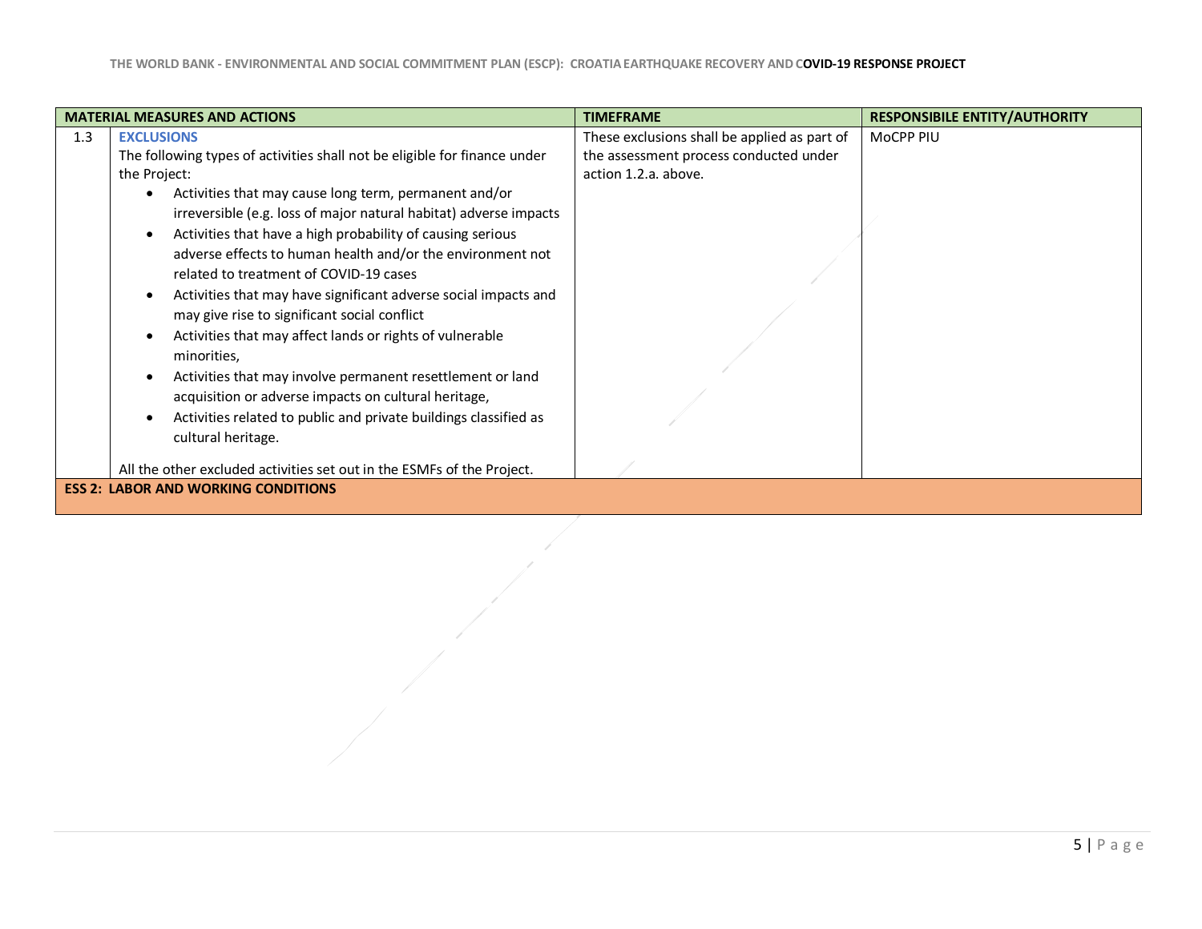| | MATERIAL MEASURES AND ACTIONS | TIMEFRAME | RESPONSIBILE ENTITY/AUTHORITY |
|---|---|---|---|
| 1.3 | **EXCLUSIONS**<br>The following types of activities shall not be eligible for finance under the Project:<br>• Activities that may cause long term, permanent and/or irreversible (e.g. loss of major natural habitat) adverse impacts<br>• Activities that have a high probability of causing serious adverse effects to human health and/or the environment not related to treatment of COVID-19 cases<br>• Activities that may have significant adverse social impacts and may give rise to significant social conflict<br>• Activities that may affect lands or rights of vulnerable minorities,<br>• Activities that may involve permanent resettlement or land acquisition or adverse impacts on cultural heritage,<br>• Activities related to public and private buildings classified as cultural heritage.<br><br>All the other excluded activities set out in the ESMFs of the Project. | These exclusions shall be applied as part of the assessment process conducted under action 1.2.a. above. | MoCPP PIU |
| **ESS 2: LABOR AND WORKING CONDITIONS** | | | |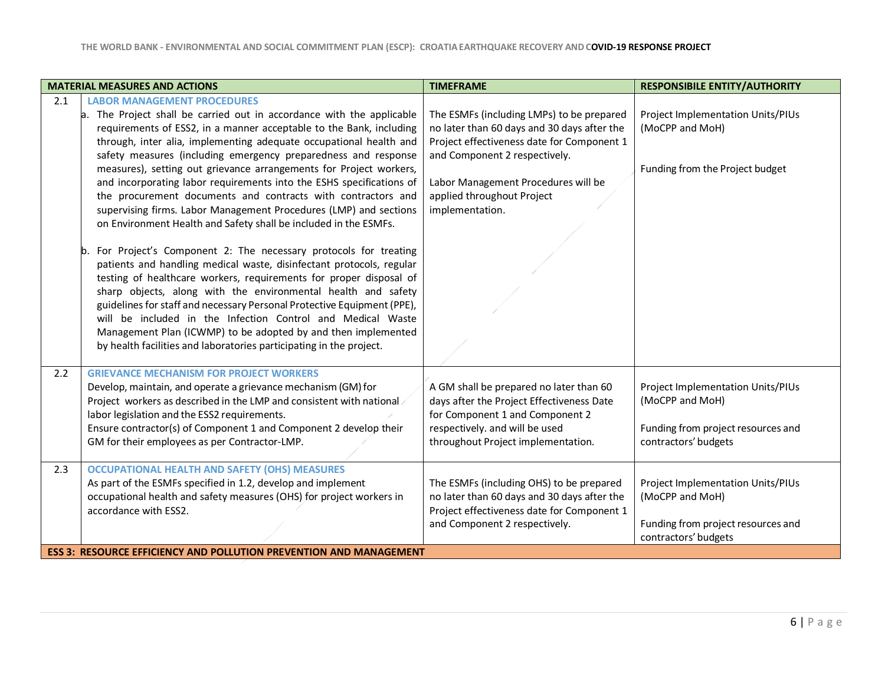| | MATERIAL MEASURES AND ACTIONS | TIMEFRAME | RESPONSIBILE ENTITY/AUTHORITY |
|---|---|---|---|
| 2.1 | **LABOR MANAGEMENT PROCEDURES**<br>a. The Project shall be carried out in accordance with the applicable requirements of ESS2, in a manner acceptable to the Bank, including through, inter alia, implementing adequate occupational health and safety measures (including emergency preparedness and response measures), setting out grievance arrangements for Project workers, and incorporating labor requirements into the ESHS specifications of the procurement documents and contracts with contractors and supervising firms. Labor Management Procedures (LMP) and sections on Environment Health and Safety shall be included in the ESMFs.<br><br>b. For Project's Component 2: The necessary protocols for treating patients and handling medical waste, disinfectant protocols, regular testing of healthcare workers, requirements for proper disposal of sharp objects, along with the environmental health and safety guidelines for staff and necessary Personal Protective Equipment (PPE), will be included in the Infection Control and Medical Waste Management Plan (ICWMP) to be adopted by and then implemented by health facilities and laboratories participating in the project. | The ESMFs (including LMPs) to be prepared no later than 60 days and 30 days after the Project effectiveness date for Component 1 and Component 2 respectively.<br><br>Labor Management Procedures will be applied throughout Project implementation. | Project Implementation Units/PIUs (MoCPP and MoH)<br><br>Funding from the Project budget |
| 2.2 | **GRIEVANCE MECHANISM FOR PROJECT WORKERS**<br>Develop, maintain, and operate a grievance mechanism (GM) for Project workers as described in the LMP and consistent with national labor legislation and the ESS2 requirements.<br>Ensure contractor(s) of Component 1 and Component 2 develop their GM for their employees as per Contractor-LMP. | A GM shall be prepared no later than 60 days after the Project Effectiveness Date for Component 1 and Component 2 respectively. and will be used throughout Project implementation. | Project Implementation Units/PIUs (MoCPP and MoH)<br><br>Funding from project resources and contractors' budgets |
| 2.3 | **OCCUPATIONAL HEALTH AND SAFETY (OHS) MEASURES**<br>As part of the ESMFs specified in 1.2, develop and implement occupational health and safety measures (OHS) for project workers in accordance with ESS2. | The ESMFs (including OHS) to be prepared no later than 60 days and 30 days after the Project effectiveness date for Component 1 and Component 2 respectively. | Project Implementation Units/PIUs (MoCPP and MoH)<br><br>Funding from project resources and contractors' budgets |
| **ESS 3: RESOURCE EFFICIENCY AND POLLUTION PREVENTION AND MANAGEMENT** | | | |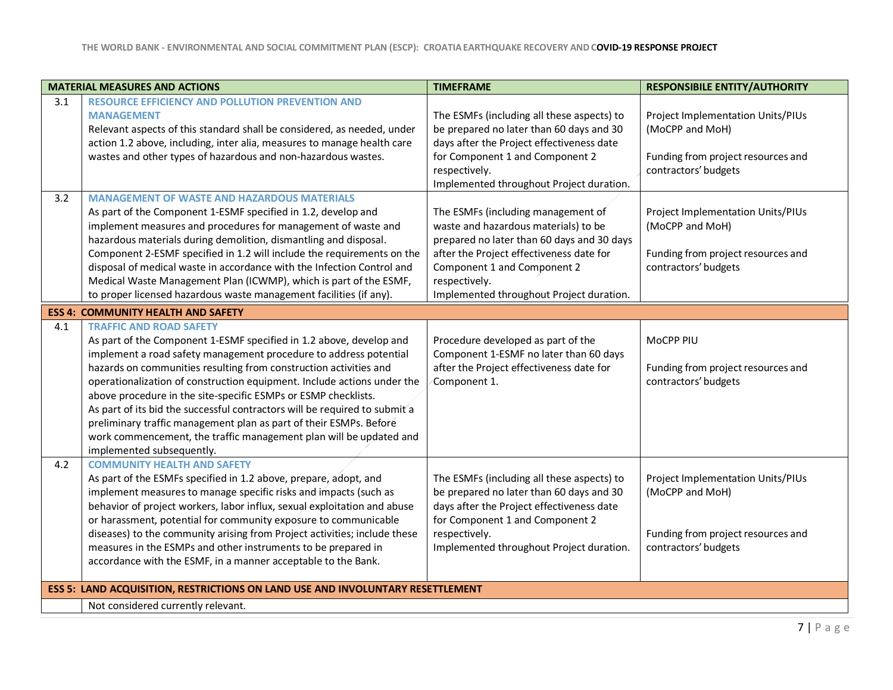| | MATERIAL MEASURES AND ACTIONS | TIMEFRAME | RESPONSIBILE ENTITY/AUTHORITY |
|---|---|---|---|
| 3.1 | **RESOURCE EFFICIENCY AND POLLUTION PREVENTION AND MANAGEMENT**<br>Relevant aspects of this standard shall be considered, as needed, under action 1.2 above, including, inter alia, measures to manage health care wastes and other types of hazardous and non-hazardous wastes. | The ESMFs (including all these aspects) to be prepared no later than 60 days and 30 days after the Project effectiveness date for Component 1 and Component 2 respectively.<br>Implemented throughout Project duration. | Project Implementation Units/PIUs (MoCPP and MoH)<br><br>Funding from project resources and contractors' budgets |
| 3.2 | **MANAGEMENT OF WASTE AND HAZARDOUS MATERIALS**<br>As part of the Component 1-ESMF specified in 1.2, develop and implement measures and procedures for management of waste and hazardous materials during demolition, dismantling and disposal. Component 2-ESMF specified in 1.2 will include the requirements on the disposal of medical waste in accordance with the Infection Control and Medical Waste Management Plan (ICWMP), which is part of the ESMF, to proper licensed hazardous waste management facilities (if any). | The ESMFs (including management of waste and hazardous materials) to be prepared no later than 60 days and 30 days after the Project effectiveness date for Component 1 and Component 2 respectively.<br>Implemented throughout Project duration. | Project Implementation Units/PIUs (MoCPP and MoH)<br><br>Funding from project resources and contractors' budgets |
| **ESS 4: COMMUNITY HEALTH AND SAFETY** | | | |
| 4.1 | **TRAFFIC AND ROAD SAFETY**<br>As part of the Component 1-ESMF specified in 1.2 above, develop and implement a road safety management procedure to address potential hazards on communities resulting from construction activities and operationalization of construction equipment. Include actions under the above procedure in the site-specific ESMPs or ESMP checklists.<br>As part of its bid the successful contractors will be required to submit a preliminary traffic management plan as part of their ESMPs. Before work commencement, the traffic management plan will be updated and implemented subsequently. | Procedure developed as part of the Component 1-ESMF no later than 60 days after the Project effectiveness date for Component 1. | MoCPP PIU<br><br>Funding from project resources and contractors' budgets |
| 4.2 | **COMMUNITY HEALTH AND SAFETY**<br>As part of the ESMFs specified in 1.2 above, prepare, adopt, and implement measures to manage specific risks and impacts (such as behavior of project workers, labor influx, sexual exploitation and abuse or harassment, potential for community exposure to communicable diseases) to the community arising from Project activities; include these measures in the ESMPs and other instruments to be prepared in accordance with the ESMF, in a manner acceptable to the Bank. | The ESMFs (including all these aspects) to be prepared no later than 60 days and 30 days after the Project effectiveness date for Component 1 and Component 2 respectively.<br>Implemented throughout Project duration. | Project Implementation Units/PIUs (MoCPP and MoH)<br><br>Funding from project resources and contractors' budgets |
| **ESS 5: LAND ACQUISITION, RESTRICTIONS ON LAND USE AND INVOLUNTARY RESETTLEMENT** | | | |
| | Not considered currently relevant. | | |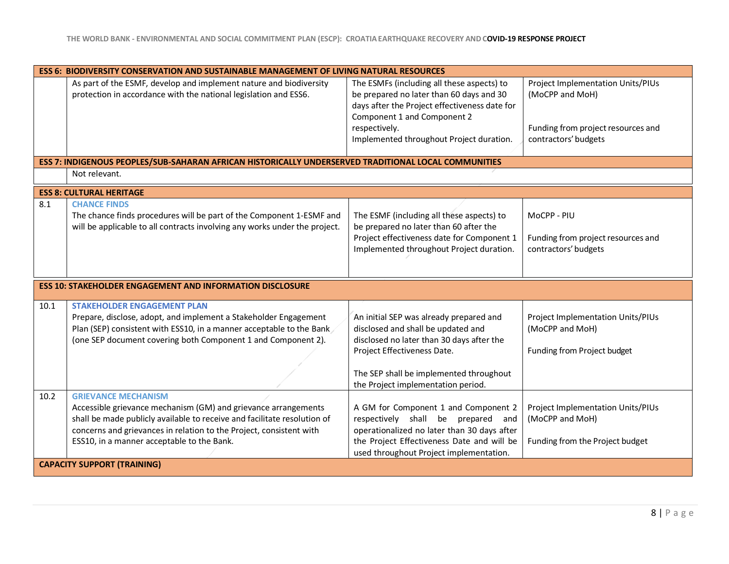| | | | |
|---|---|---|---|
| **ESS 6: BIODIVERSITY CONSERVATION AND SUSTAINABLE MANAGEMENT OF LIVING NATURAL RESOURCES** | | | |
| | As part of the ESMF, develop and implement nature and biodiversity protection in accordance with the national legislation and ESS6. | The ESMFs (including all these aspects) to be prepared no later than 60 days and 30 days after the Project effectiveness date for Component 1 and Component 2 respectively.<br>Implemented throughout Project duration. | Project Implementation Units/PIUs (MoCPP and MoH)<br><br>Funding from project resources and contractors' budgets |
| **ESS 7: INDIGENOUS PEOPLES/SUB-SAHARAN AFRICAN HISTORICALLY UNDERSERVED TRADITIONAL LOCAL COMMUNITIES** | | | |
| | Not relevant. | | |
| **ESS 8: CULTURAL HERITAGE** | | | |
| 8.1 | **CHANCE FINDS**<br>The chance finds procedures will be part of the Component 1-ESMF and will be applicable to all contracts involving any works under the project. | The ESMF (including all these aspects) to be prepared no later than 60 after the Project effectiveness date for Component 1<br>Implemented throughout Project duration. | MoCPP - PIU<br><br>Funding from project resources and contractors' budgets |
| **ESS 10: STAKEHOLDER ENGAGEMENT AND INFORMATION DISCLOSURE** | | | |
| 10.1 | **STAKEHOLDER ENGAGEMENT PLAN**<br>Prepare, disclose, adopt, and implement a Stakeholder Engagement Plan (SEP) consistent with ESS10, in a manner acceptable to the Bank (one SEP document covering both Component 1 and Component 2). | An initial SEP was already prepared and disclosed and shall be updated and disclosed no later than 30 days after the Project Effectiveness Date.<br><br>The SEP shall be implemented throughout the Project implementation period. | Project Implementation Units/PIUs (MoCPP and MoH)<br><br>Funding from Project budget |
| 10.2 | **GRIEVANCE MECHANISM**<br>Accessible grievance mechanism (GM) and grievance arrangements shall be made publicly available to receive and facilitate resolution of concerns and grievances in relation to the Project, consistent with ESS10, in a manner acceptable to the Bank. | A GM for Component 1 and Component 2 respectively shall be prepared and operationalized no later than 30 days after the Project Effectiveness Date and will be used throughout Project implementation. | Project Implementation Units/PIUs (MoCPP and MoH)<br><br>Funding from the Project budget |
| **CAPACITY SUPPORT (TRAINING)** | | | |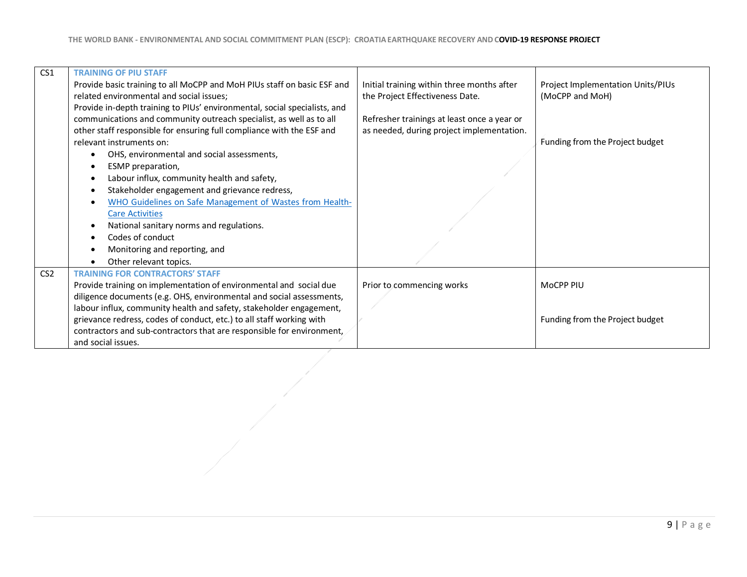| | | | |
|---|---|---|---|
| CS1 | **TRAINING OF PIU STAFF**<br>Provide basic training to all MoCPP and MoH PIUs staff on basic ESF and related environmental and social issues;<br>Provide in-depth training to PIUs' environmental, social specialists, and communications and community outreach specialist, as well as to all other staff responsible for ensuring full compliance with the ESF and relevant instruments on:<br>• OHS, environmental and social assessments,<br>• ESMP preparation,<br>• Labour influx, community health and safety,<br>• Stakeholder engagement and grievance redress,<br>• WHO Guidelines on Safe Management of Wastes from Health-Care Activities<br>• National sanitary norms and regulations.<br>• Codes of conduct<br>• Monitoring and reporting, and<br>• Other relevant topics. | Initial training within three months after the Project Effectiveness Date.<br><br>Refresher trainings at least once a year or as needed, during project implementation. | Project Implementation Units/PIUs (MoCPP and MoH)<br><br>Funding from the Project budget |
| CS2 | **TRAINING FOR CONTRACTORS' STAFF**<br>Provide training on implementation of environmental and social due diligence documents (e.g. OHS, environmental and social assessments, labour influx, community health and safety, stakeholder engagement, grievance redress, codes of conduct, etc.) to all staff working with contractors and sub-contractors that are responsible for environment, and social issues. | Prior to commencing works | MoCPP PIU<br><br>Funding from the Project budget |